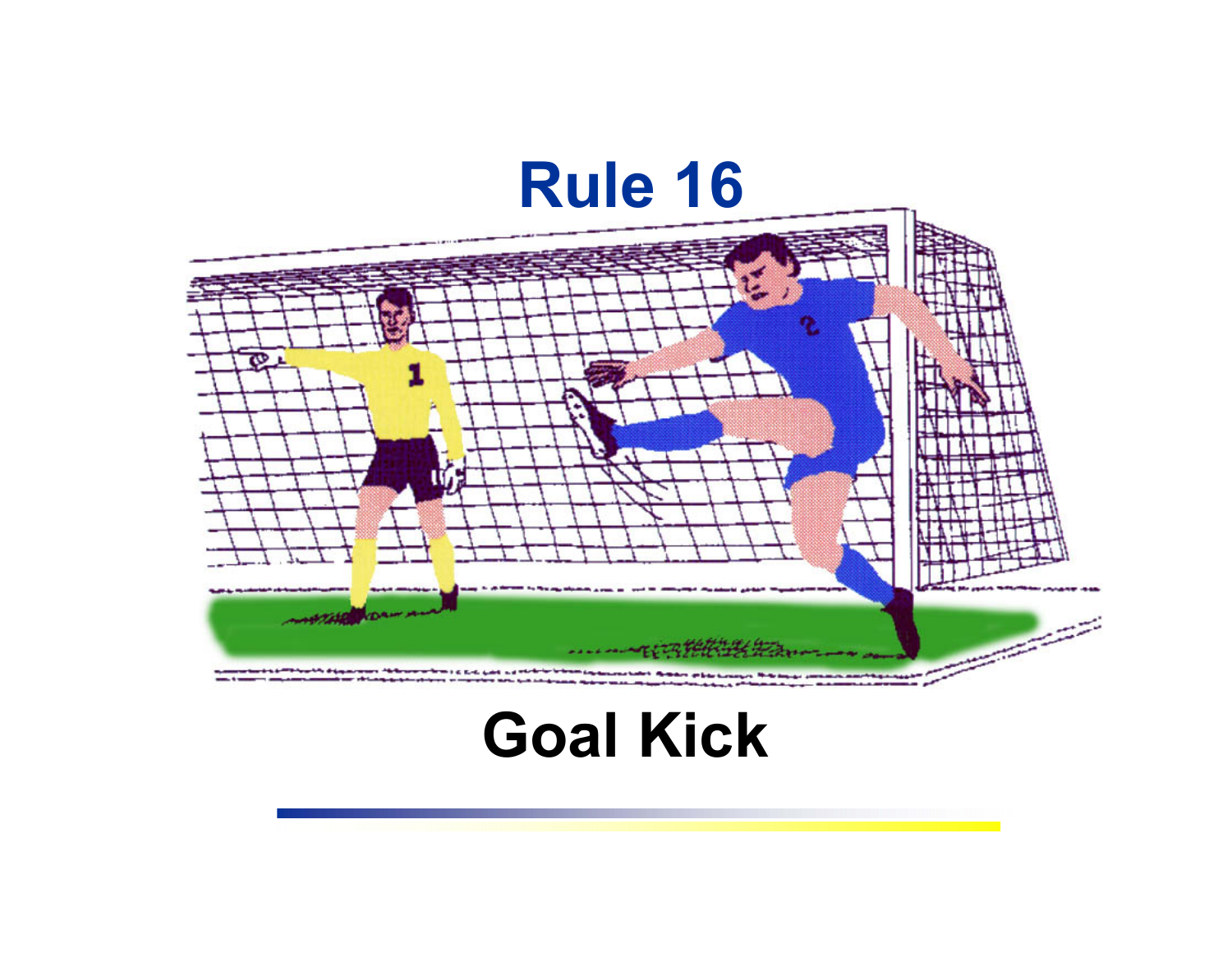# Rule 16

## Goal Kick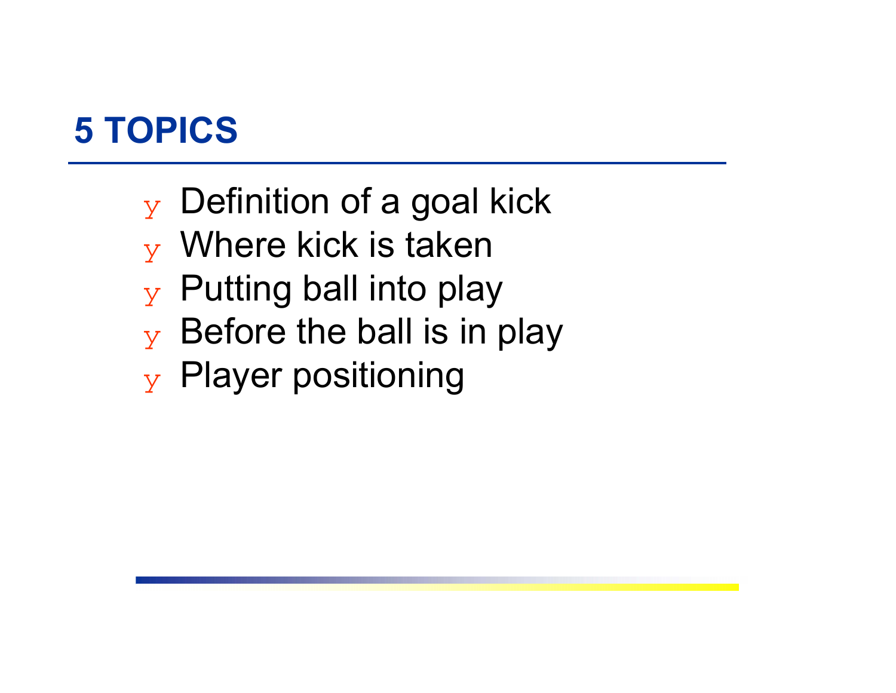# 5 TOPICS

- Definition of a goal kick
- Where kick is taken
- Putting ball into play
- Before the ball is in play
- Player positioning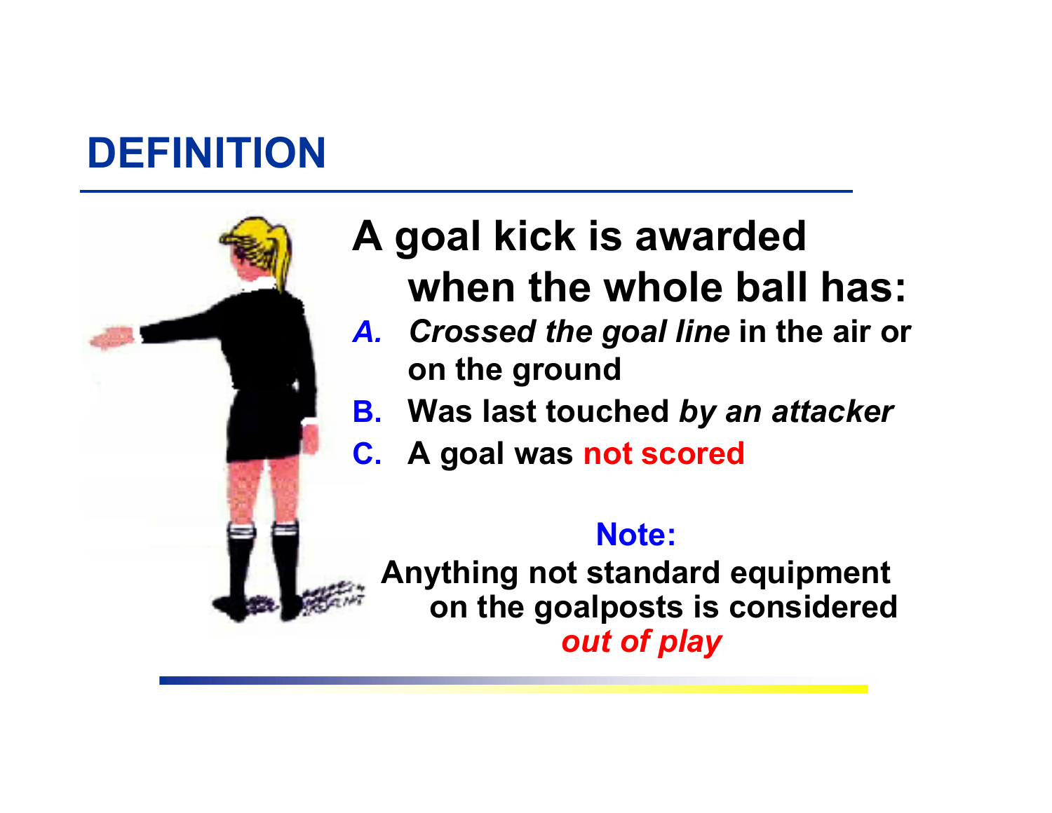# DEFINITION

**A goal kick is awarded when the whole ball has:**

- ***A. Crossed the goal line*** **in the air or on the ground**
- **B. Was last touched *by an attacker***
- **C. A goal was not scored**

**Note:**

**Anything not standard equipment on the goalposts is considered *out of play***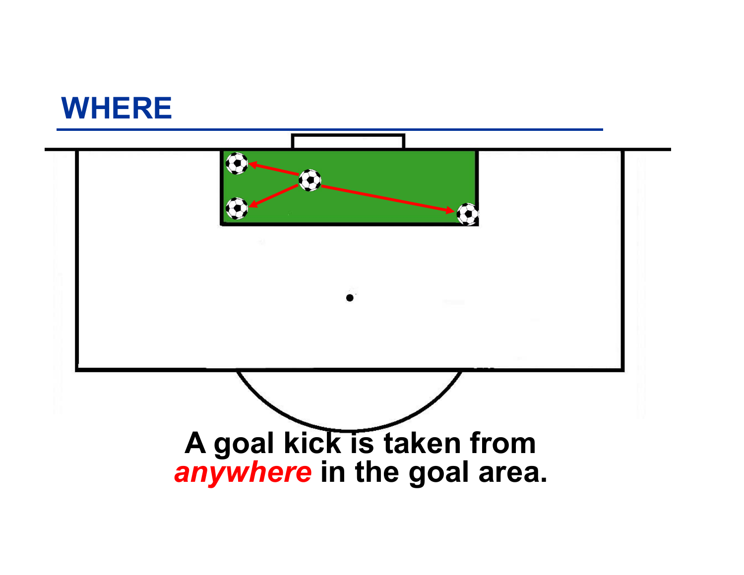## WHERE

**A goal kick is taken from *anywhere* in the goal area.**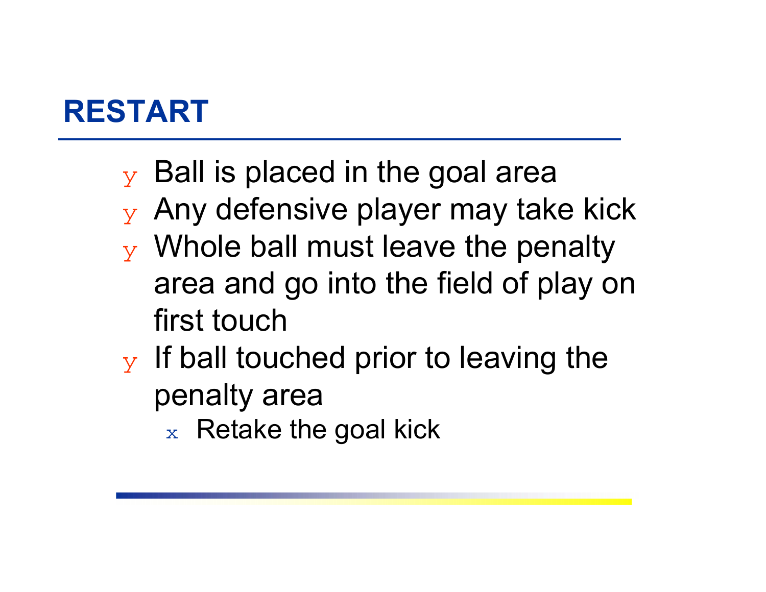# RESTART

- Ball is placed in the goal area
- Any defensive player may take kick
- Whole ball must leave the penalty area and go into the field of play on first touch
- If ball touched prior to leaving the penalty area
  - Retake the goal kick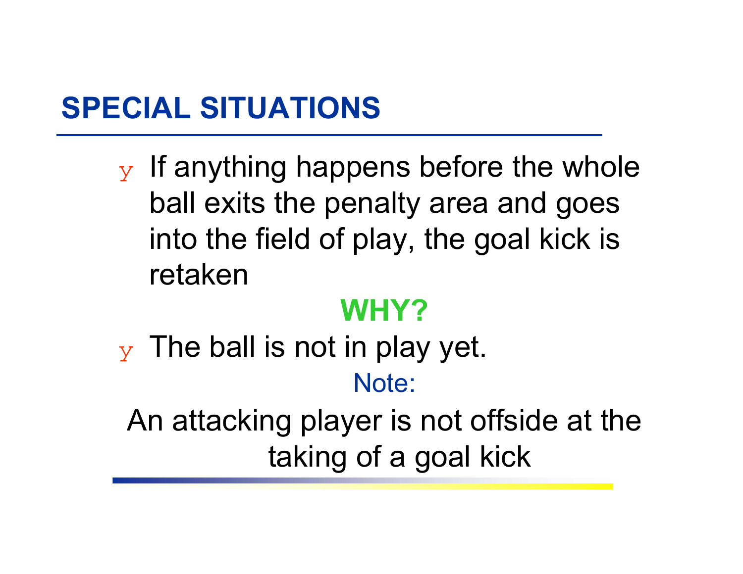## SPECIAL SITUATIONS

- If anything happens before the whole ball exits the penalty area and goes into the field of play, the goal kick is retaken

**WHY?**

- The ball is not in play yet.

Note:

An attacking player is not offside at the taking of a goal kick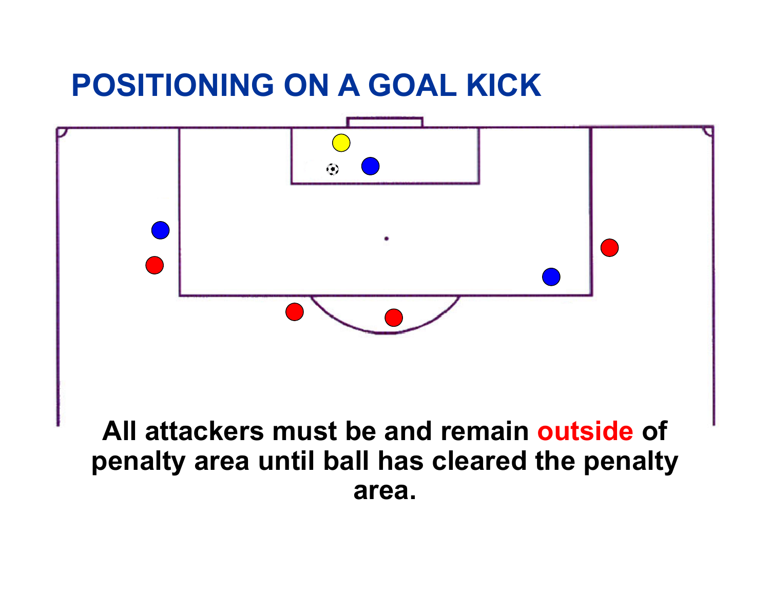# POSITIONING ON A GOAL KICK

**All attackers must be and remain outside of penalty area until ball has cleared the penalty area.**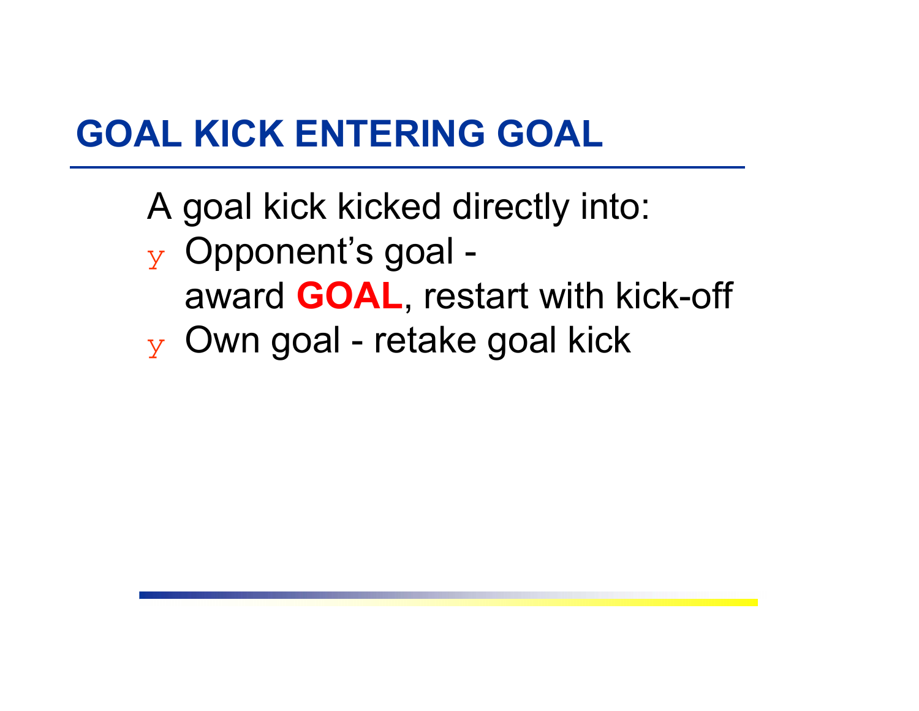# GOAL KICK ENTERING GOAL

A goal kick kicked directly into:

- Opponent's goal - award **GOAL**, restart with kick-off
- Own goal - retake goal kick